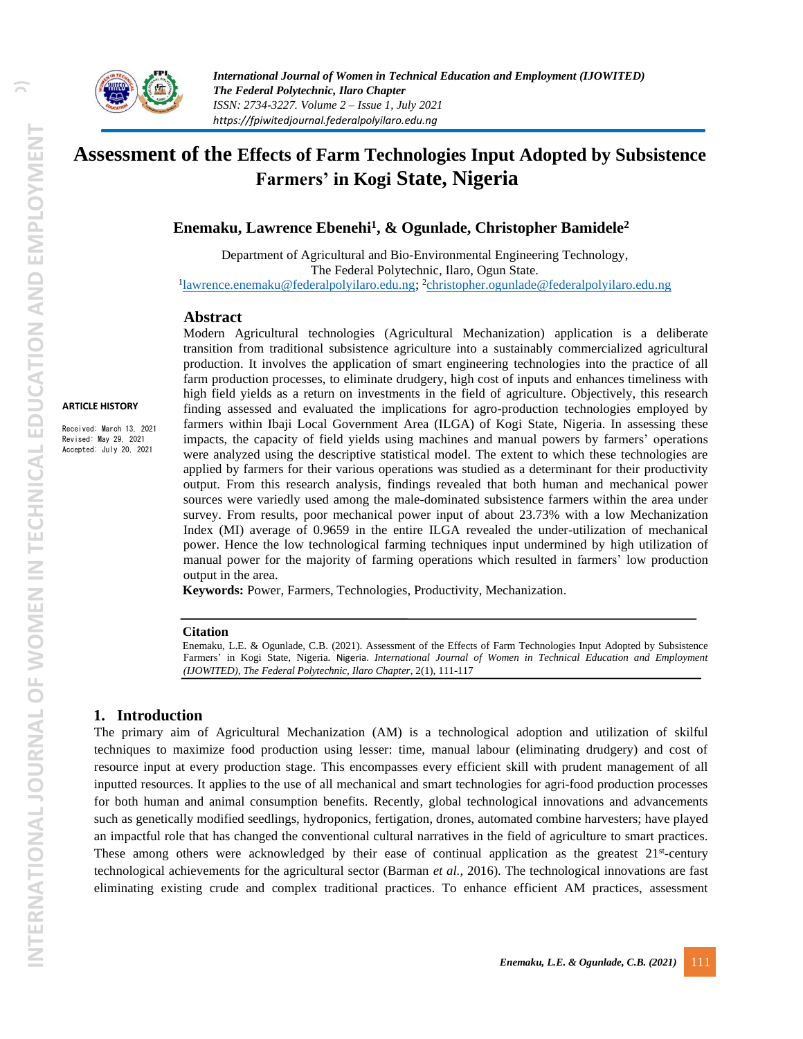# Assessment of the Effects of Farm Technologies Input Adopted by Subsistence Farmers' in Kogi State, Nigeria

**Enemaku, Lawrence Ebenehi[1], & Ogunlade, Christopher Bamidele[2]**

Department of Agricultural and Bio-Environmental Engineering Technology,
The Federal Polytechnic, Ilaro, Ogun State.
[1]lawrence.enemaku@federalpolyilaro.edu.ng; [2]christopher.ogunlade@federalpolyilaro.edu.ng

**ARTICLE HISTORY**

Received: March 13, 2021
Revised: May 29, 2021
Accepted: July 20, 2021

## Abstract

Modern Agricultural technologies (Agricultural Mechanization) application is a deliberate transition from traditional subsistence agriculture into a sustainably commercialized agricultural production. It involves the application of smart engineering technologies into the practice of all farm production processes, to eliminate drudgery, high cost of inputs and enhances timeliness with high field yields as a return on investments in the field of agriculture. Objectively, this research finding assessed and evaluated the implications for agro-production technologies employed by farmers within Ibaji Local Government Area (ILGA) of Kogi State, Nigeria. In assessing these impacts, the capacity of field yields using machines and manual powers by farmers' operations were analyzed using the descriptive statistical model. The extent to which these technologies are applied by farmers for their various operations was studied as a determinant for their productivity output. From this research analysis, findings revealed that both human and mechanical power sources were variedly used among the male-dominated subsistence farmers within the area under survey. From results, poor mechanical power input of about 23.73% with a low Mechanization Index (MI) average of 0.9659 in the entire ILGA revealed the under-utilization of mechanical power. Hence the low technological farming techniques input undermined by high utilization of manual power for the majority of farming operations which resulted in farmers' low production output in the area.

**Keywords:** Power, Farmers, Technologies, Productivity, Mechanization.

**Citation**

Enemaku, L.E. & Ogunlade, C.B. (2021). Assessment of the Effects of Farm Technologies Input Adopted by Subsistence Farmers' in Kogi State, Nigeria. Nigeria. *International Journal of Women in Technical Education and Employment (IJOWITED), The Federal Polytechnic, Ilaro Chapter*, 2(1), 111-117

## 1. Introduction

The primary aim of Agricultural Mechanization (AM) is a technological adoption and utilization of skilful techniques to maximize food production using lesser: time, manual labour (eliminating drudgery) and cost of resource input at every production stage. This encompasses every efficient skill with prudent management of all inputted resources. It applies to the use of all mechanical and smart technologies for agri-food production processes for both human and animal consumption benefits. Recently, global technological innovations and advancements such as genetically modified seedlings, hydroponics, fertigation, drones, automated combine harvesters; have played an impactful role that has changed the conventional cultural narratives in the field of agriculture to smart practices. These among others were acknowledged by their ease of continual application as the greatest 21st-century technological achievements for the agricultural sector (Barman *et al.,* 2016). The technological innovations are fast eliminating existing crude and complex traditional practices. To enhance efficient AM practices, assessment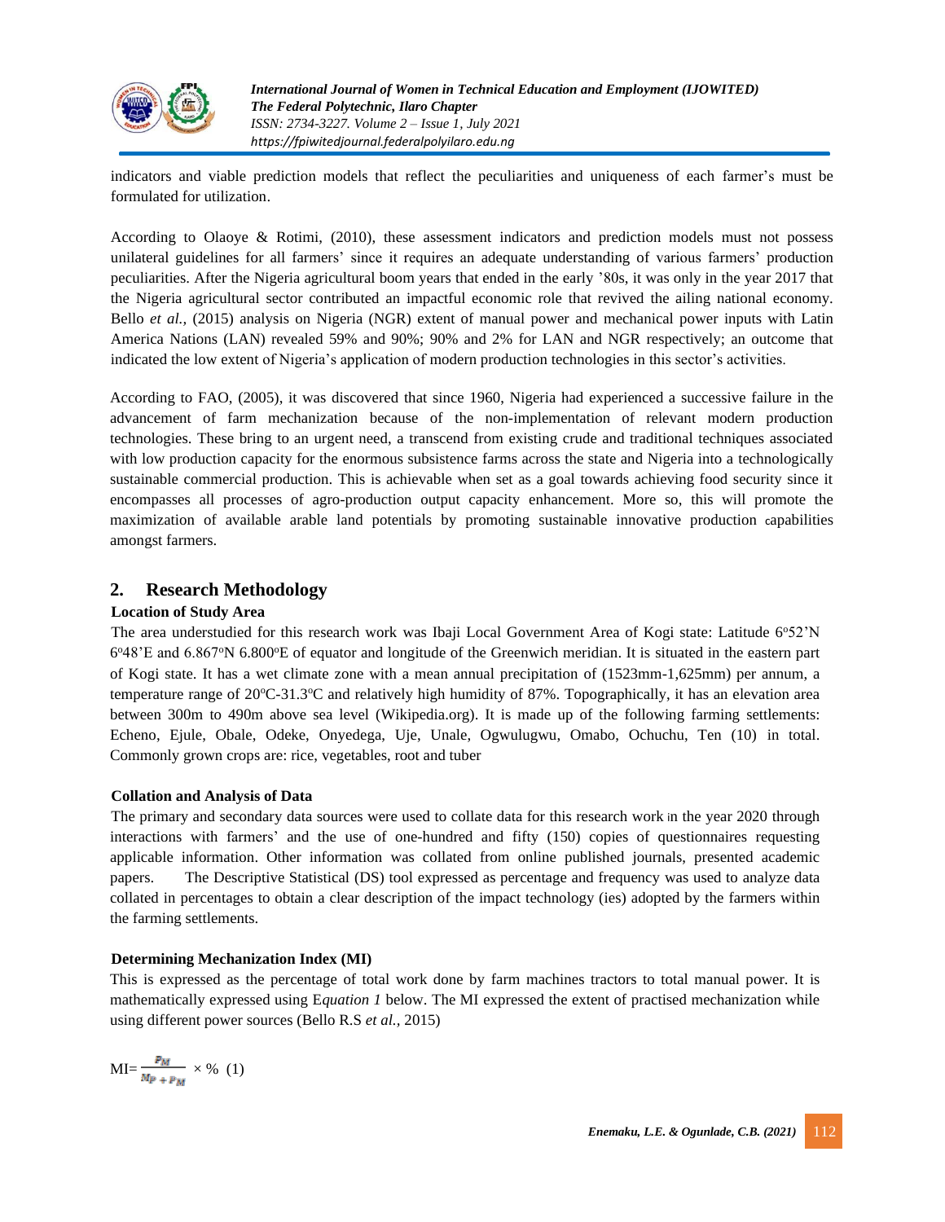indicators and viable prediction models that reflect the peculiarities and uniqueness of each farmer's must be formulated for utilization.

According to Olaoye & Rotimi, (2010), these assessment indicators and prediction models must not possess unilateral guidelines for all farmers' since it requires an adequate understanding of various farmers' production peculiarities. After the Nigeria agricultural boom years that ended in the early '80s, it was only in the year 2017 that the Nigeria agricultural sector contributed an impactful economic role that revived the ailing national economy. Bello *et al.,* (2015) analysis on Nigeria (NGR) extent of manual power and mechanical power inputs with Latin America Nations (LAN) revealed 59% and 90%; 90% and 2% for LAN and NGR respectively; an outcome that indicated the low extent of Nigeria's application of modern production technologies in this sector's activities.

According to FAO, (2005), it was discovered that since 1960, Nigeria had experienced a successive failure in the advancement of farm mechanization because of the non-implementation of relevant modern production technologies. These bring to an urgent need, a transcend from existing crude and traditional techniques associated with low production capacity for the enormous subsistence farms across the state and Nigeria into a technologically sustainable commercial production. This is achievable when set as a goal towards achieving food security since it encompasses all processes of agro-production output capacity enhancement. More so, this will promote the maximization of available arable land potentials by promoting sustainable innovative production capabilities amongst farmers.

## 2. Research Methodology

**Location of Study Area**

The area understudied for this research work was Ibaji Local Government Area of Kogi state: Latitude 6°52'N 6°48'E and 6.867°N 6.800°E of equator and longitude of the Greenwich meridian. It is situated in the eastern part of Kogi state. It has a wet climate zone with a mean annual precipitation of (1523mm-1,625mm) per annum, a temperature range of 20°C-31.3°C and relatively high humidity of 87%. Topographically, it has an elevation area between 300m to 490m above sea level (Wikipedia.org). It is made up of the following farming settlements: Echeno, Ejule, Obale, Odeke, Onyedega, Uje, Unale, Ogwulugwu, Omabo, Ochuchu, Ten (10) in total. Commonly grown crops are: rice, vegetables, root and tuber

**Collation and Analysis of Data**

The primary and secondary data sources were used to collate data for this research work in the year 2020 through interactions with farmers' and the use of one-hundred and fifty (150) copies of questionnaires requesting applicable information. Other information was collated from online published journals, presented academic papers. The Descriptive Statistical (DS) tool expressed as percentage and frequency was used to analyze data collated in percentages to obtain a clear description of the impact technology (ies) adopted by the farmers within the farming settlements.

**Determining Mechanization Index (MI)**

This is expressed as the percentage of total work done by farm machines tractors to total manual power. It is mathematically expressed using E*quation 1* below. The MI expressed the extent of practised mechanization while using different power sources (Bello R.S *et al.,* 2015)

$$MI = \frac{P_M}{M_P + P_M} \times \% \quad (1)$$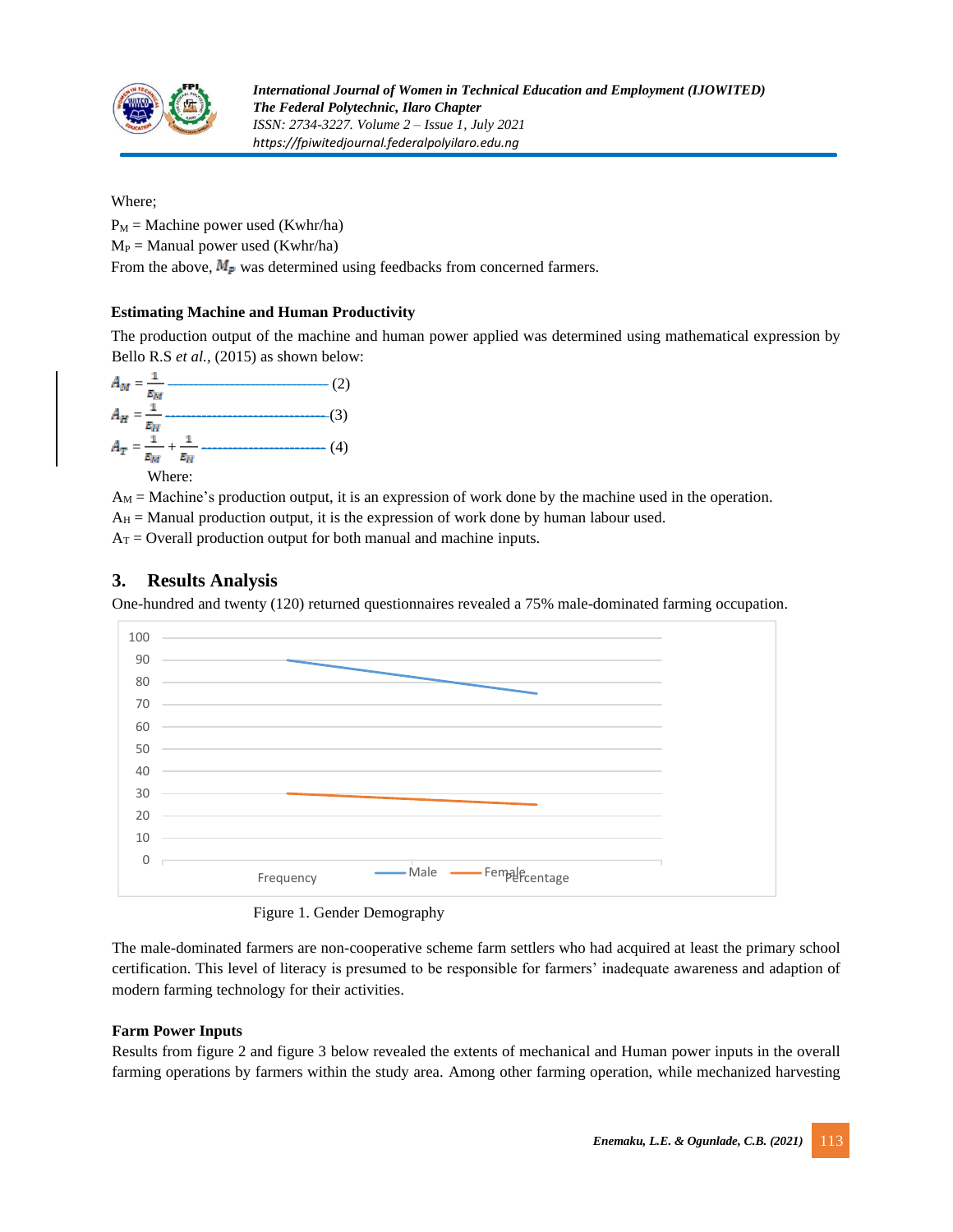Where;

$P_M$ = Machine power used (Kwhr/ha)

$M_P$ = Manual power used (Kwhr/ha)

From the above, $M_p$ was determined using feedbacks from concerned farmers.

### Estimating Machine and Human Productivity

The production output of the machine and human power applied was determined using mathematical expression by Bello R.S *et al.,* (2015) as shown below:

$$A_M = \frac{1}{E_M} \qquad (2)$$

$$A_H = \frac{1}{E_H} \qquad (3)$$

$$A_T = \frac{1}{E_M} + \frac{1}{E_H} \qquad (4)$$

Where:

$A_M$ = Machine's production output, it is an expression of work done by the machine used in the operation.

$A_H$ = Manual production output, it is the expression of work done by human labour used.

$A_T$ = Overall production output for both manual and machine inputs.

## 3. Results Analysis

One-hundred and twenty (120) returned questionnaires revealed a 75% male-dominated farming occupation.

Figure 1. Gender Demography

The male-dominated farmers are non-cooperative scheme farm settlers who had acquired at least the primary school certification. This level of literacy is presumed to be responsible for farmers' inadequate awareness and adaption of modern farming technology for their activities.

### Farm Power Inputs

Results from figure 2 and figure 3 below revealed the extents of mechanical and Human power inputs in the overall farming operations by farmers within the study area. Among other farming operation, while mechanized harvesting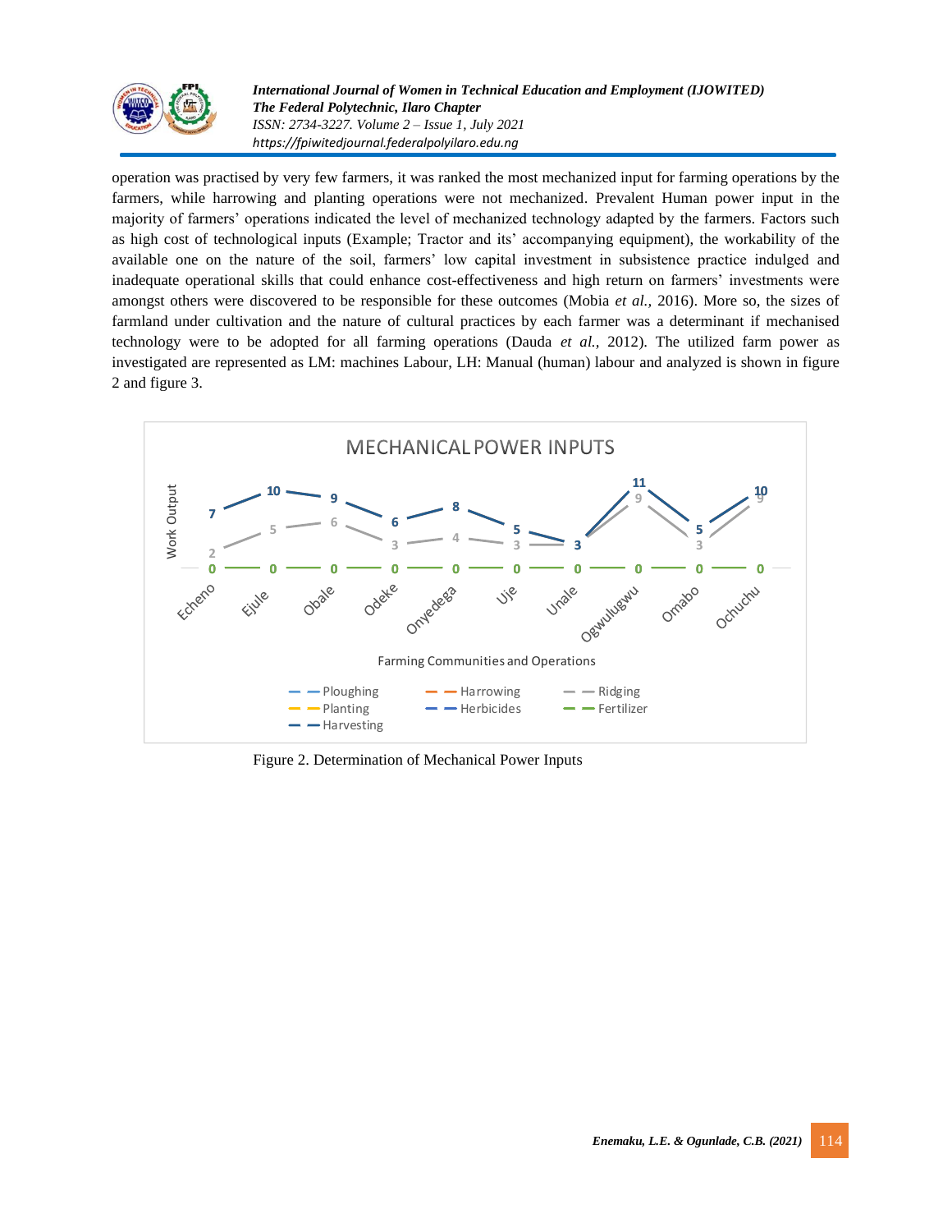operation was practised by very few farmers, it was ranked the most mechanized input for farming operations by the farmers, while harrowing and planting operations were not mechanized. Prevalent Human power input in the majority of farmers' operations indicated the level of mechanized technology adapted by the farmers. Factors such as high cost of technological inputs (Example; Tractor and its' accompanying equipment), the workability of the available one on the nature of the soil, farmers' low capital investment in subsistence practice indulged and inadequate operational skills that could enhance cost-effectiveness and high return on farmers' investments were amongst others were discovered to be responsible for these outcomes (Mobia *et al.,* 2016). More so, the sizes of farmland under cultivation and the nature of cultural practices by each farmer was a determinant if mechanised technology were to be adopted for all farming operations (Dauda *et al.,* 2012). The utilized farm power as investigated are represented as LM: machines Labour, LH: Manual (human) labour and analyzed is shown in figure 2 and figure 3.

Figure 2. Determination of Mechanical Power Inputs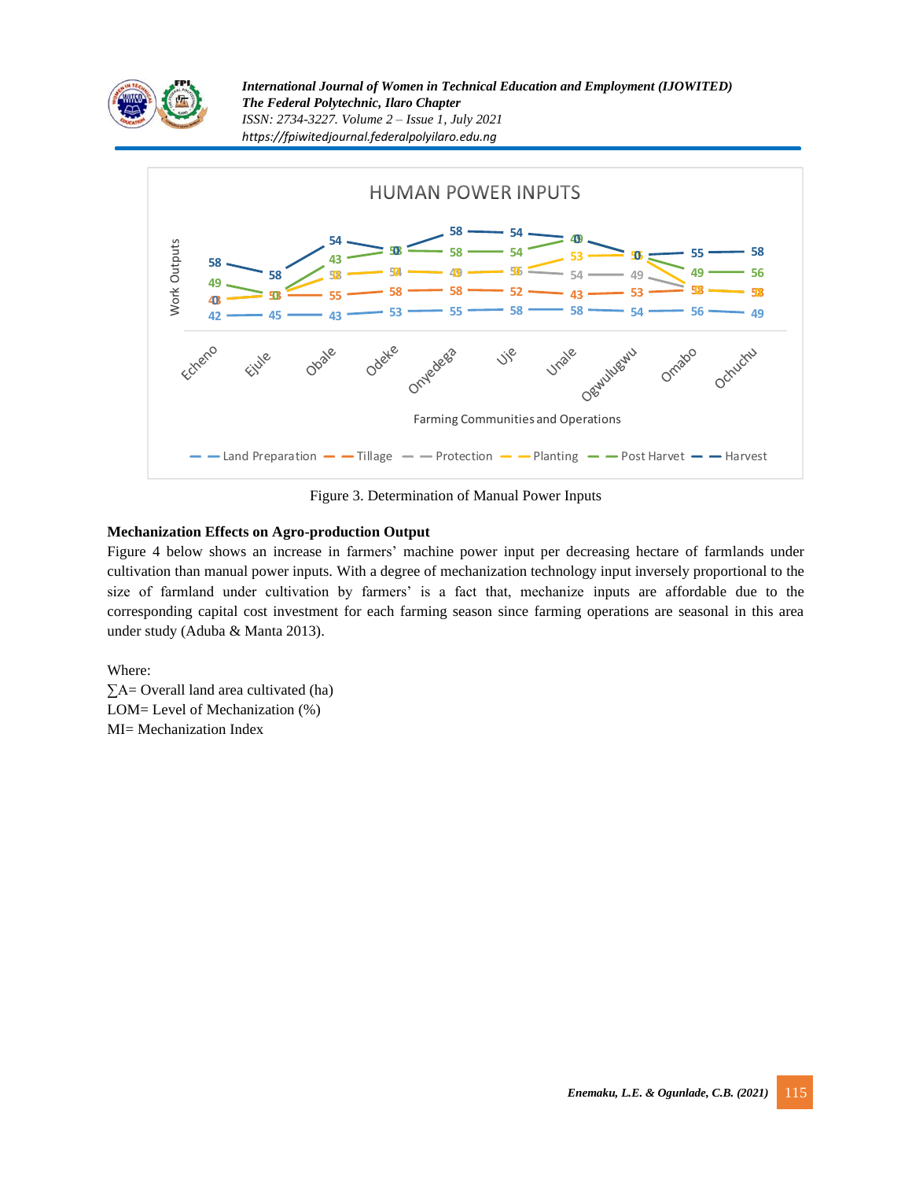Figure 3. Determination of Manual Power Inputs

**Mechanization Effects on Agro-production Output**

Figure 4 below shows an increase in farmers' machine power input per decreasing hectare of farmlands under cultivation than manual power inputs. With a degree of mechanization technology input inversely proportional to the size of farmland under cultivation by farmers' is a fact that, mechanize inputs are affordable due to the corresponding capital cost investment for each farming season since farming operations are seasonal in this area under study (Aduba & Manta 2013).

Where:

$\sum A$= Overall land area cultivated (ha)

LOM= Level of Mechanization (%)

MI= Mechanization Index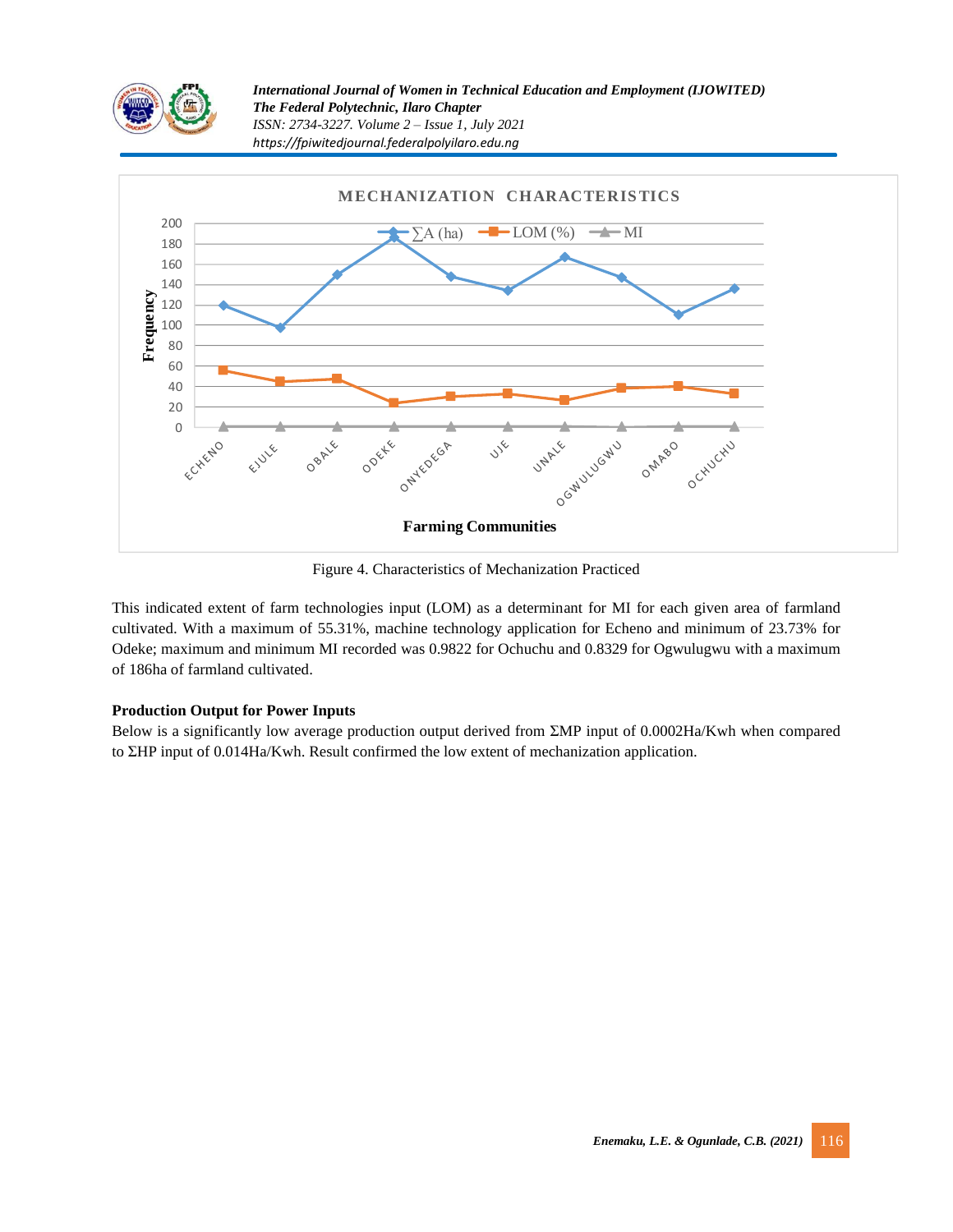Figure 4. Characteristics of Mechanization Practiced

This indicated extent of farm technologies input (LOM) as a determinant for MI for each given area of farmland cultivated. With a maximum of 55.31%, machine technology application for Echeno and minimum of 23.73% for Odeke; maximum and minimum MI recorded was 0.9822 for Ochuchu and 0.8329 for Ogwulugwu with a maximum of 186ha of farmland cultivated.

**Production Output for Power Inputs**

Below is a significantly low average production output derived from ΣMP input of 0.0002Ha/Kwh when compared to ΣHP input of 0.014Ha/Kwh. Result confirmed the low extent of mechanization application.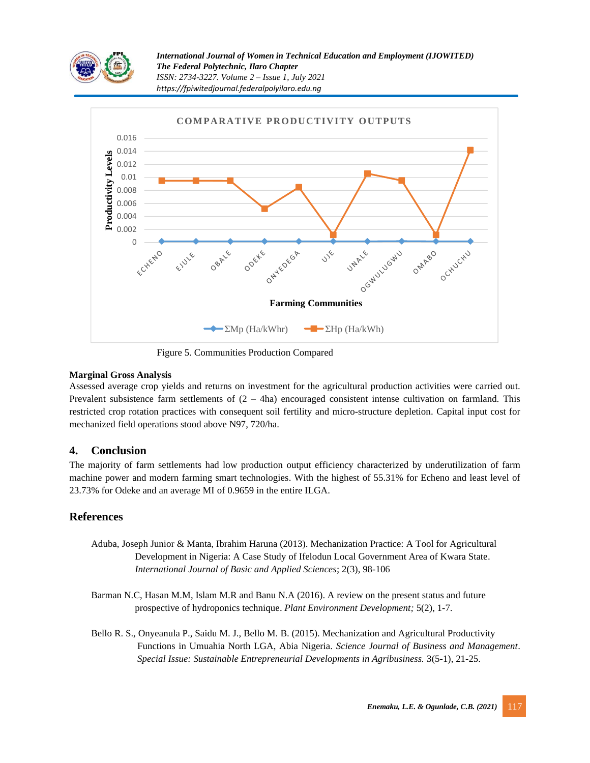Figure 5. Communities Production Compared

**Marginal Gross Analysis**

Assessed average crop yields and returns on investment for the agricultural production activities were carried out. Prevalent subsistence farm settlements of (2 – 4ha) encouraged consistent intense cultivation on farmland. This restricted crop rotation practices with consequent soil fertility and micro-structure depletion. Capital input cost for mechanized field operations stood above N97, 720/ha.

## 4. Conclusion

The majority of farm settlements had low production output efficiency characterized by underutilization of farm machine power and modern farming smart technologies. With the highest of 55.31% for Echeno and least level of 23.73% for Odeke and an average MI of 0.9659 in the entire ILGA.

## References

Aduba, Joseph Junior & Manta, Ibrahim Haruna (2013). Mechanization Practice: A Tool for Agricultural Development in Nigeria: A Case Study of Ifelodun Local Government Area of Kwara State. *International Journal of Basic and Applied Sciences*; 2(3), 98-106

Barman N.C, Hasan M.M, Islam M.R and Banu N.A (2016). A review on the present status and future prospective of hydroponics technique. *Plant Environment Development;* 5(2), 1-7.

Bello R. S., Onyeanula P., Saidu M. J., Bello M. B. (2015). Mechanization and Agricultural Productivity Functions in Umuahia North LGA, Abia Nigeria. *Science Journal of Business and Management*. *Special Issue: Sustainable Entrepreneurial Developments in Agribusiness.* 3(5-1), 21-25.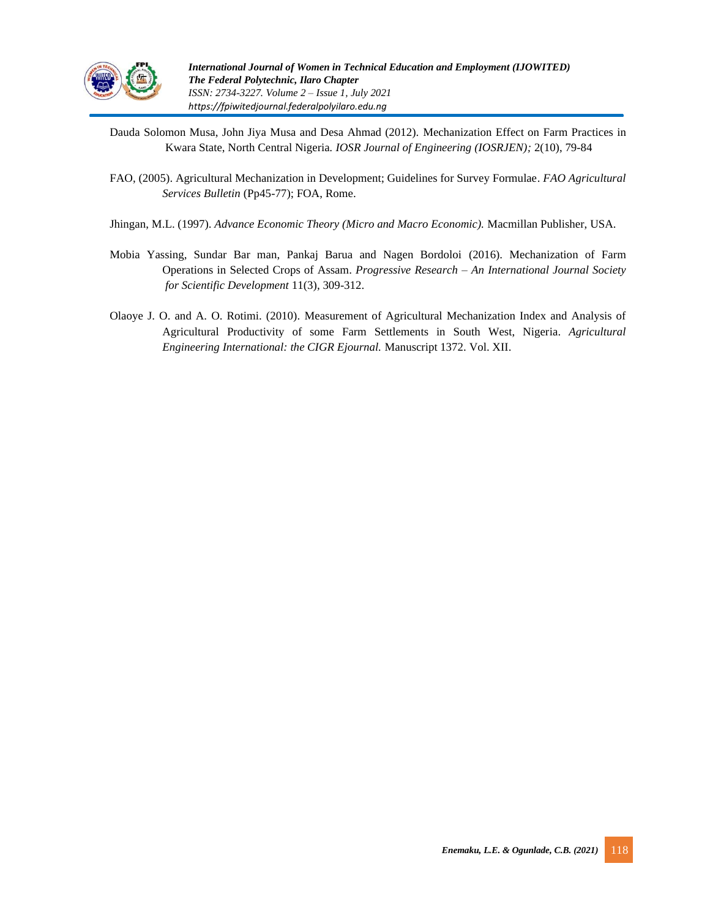Dauda Solomon Musa, John Jiya Musa and Desa Ahmad (2012). Mechanization Effect on Farm Practices in Kwara State, North Central Nigeria. *IOSR Journal of Engineering (IOSRJEN);* 2(10), 79-84

FAO, (2005). Agricultural Mechanization in Development; Guidelines for Survey Formulae. *FAO Agricultural Services Bulletin* (Pp45-77); FOA, Rome.

Jhingan, M.L. (1997). *Advance Economic Theory (Micro and Macro Economic).* Macmillan Publisher, USA.

Mobia Yassing, Sundar Bar man, Pankaj Barua and Nagen Bordoloi (2016). Mechanization of Farm Operations in Selected Crops of Assam. *Progressive Research – An International Journal Society for Scientific Development* 11(3), 309-312.

Olaoye J. O. and A. O. Rotimi. (2010). Measurement of Agricultural Mechanization Index and Analysis of Agricultural Productivity of some Farm Settlements in South West, Nigeria. *Agricultural Engineering International: the CIGR Ejournal.* Manuscript 1372. Vol. XII.